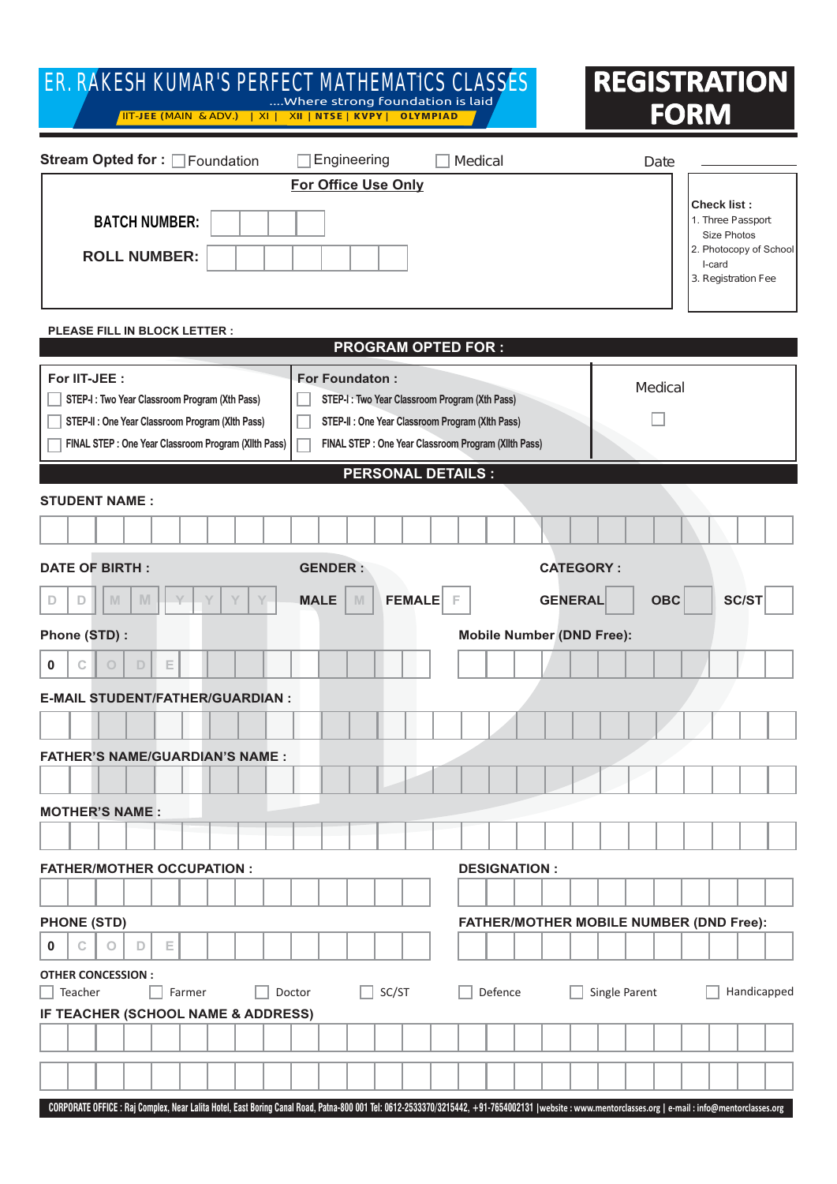# ER. RAKESH KUMAR'S PERFECT MATHEMATICS CLASSES

....Where strong foundation is laid

IIT-JEE (MAIN & ADV.) | XI | XII | NTSE | KVPY | OLYMPIAD

# REGISTRATION FORM

**Stream Opted for :** ☐ Foundation ☐ Engineering ☐ Medical

Date ____________

**For Office Use Only**

**BATCH NUMBER:** ☐☐☐☐

**ROLL NUMBER:** ☐☐☐☐☐☐☐

**Check list :**
1. Three Passport Size Photos
2. Photocopy of School I-card
3. Registration Fee

**PLEASE FILL IN BLOCK LETTER :**

## PROGRAM OPTED FOR :

| For IIT-JEE : | For Foundaton : | Medical |
|---|---|---|
| ☐ STEP-I : Two Year Classroom Program (Xth Pass) | ☐ STEP-I : Two Year Classroom Program (Xth Pass) | ☐ |
| ☐ STEP-II : One Year Classroom Program (XIth Pass) | ☐ STEP-II : One Year Classroom Program (XIth Pass) | |
| ☐ FINAL STEP : One Year Classroom Program (XIIth Pass) | ☐ FINAL STEP : One Year Classroom Program (XIIth Pass) | |

## PERSONAL DETAILS :

**STUDENT NAME :**

**DATE OF BIRTH :** D D M M Y Y Y Y

**GENDER :** MALE ☐ M FEMALE ☐ F

**CATEGORY :** GENERAL ☐ OBC ☐ SC/ST ☐

**Phone (STD) :** 0 C O D E

**Mobile Number (DND Free):**

**E-MAIL STUDENT/FATHER/GUARDIAN :**

**FATHER'S NAME/GUARDIAN'S NAME :**

**MOTHER'S NAME :**

**FATHER/MOTHER OCCUPATION :**

**DESIGNATION :**

**PHONE (STD)** 0 C O D E

**FATHER/MOTHER MOBILE NUMBER (DND Free):**

**OTHER CONCESSION :**

☐ Teacher ☐ Farmer ☐ Doctor ☐ SC/ST ☐ Defence ☐ Single Parent ☐ Handicapped

**IF TEACHER (SCHOOL NAME & ADDRESS)**

CORPORATE OFFICE : Raj Complex, Near Lalita Hotel, East Boring Canal Road, Patna-800 001 Tel: 0612-2533370/3215442, +91-7654002131 |website : www.mentorclasses.org | e-mail : info@mentorclasses.org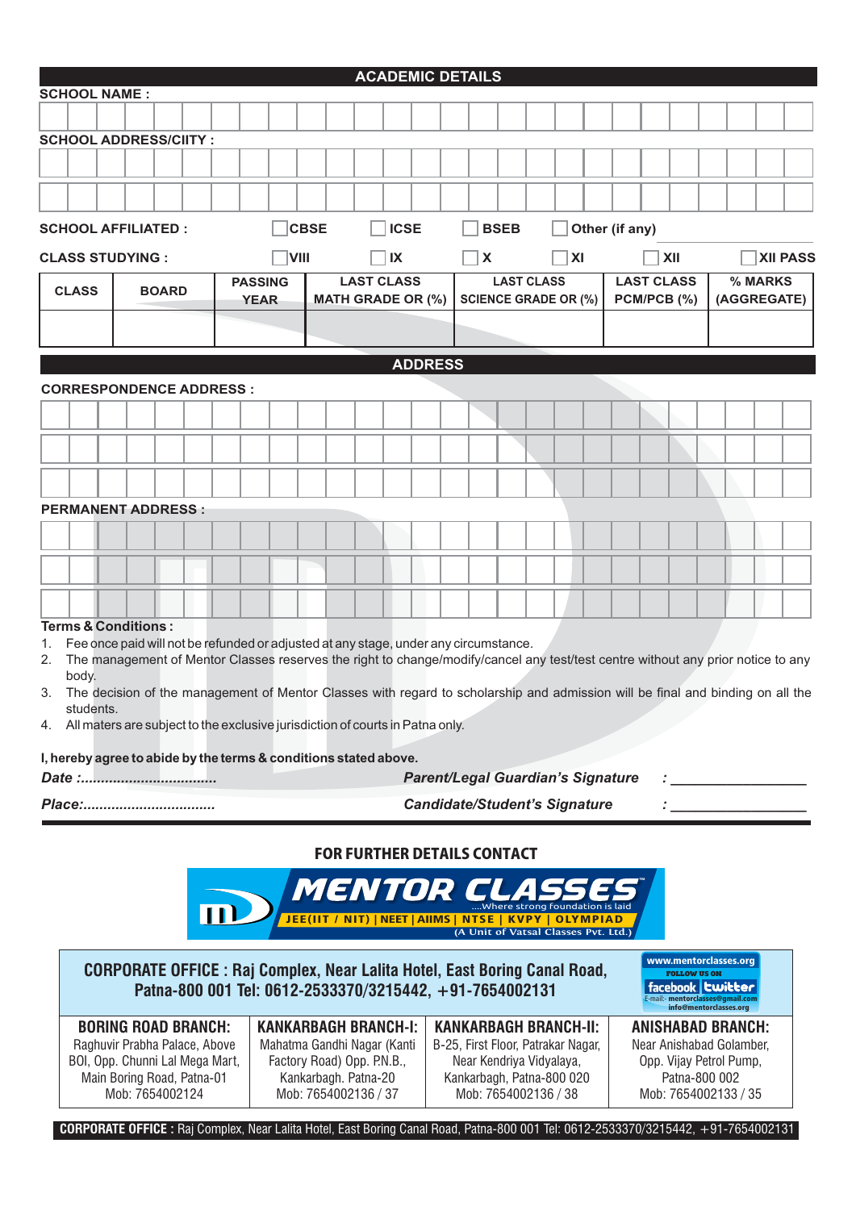## ACADEMIC DETAILS

**SCHOOL NAME :**

**SCHOOL ADDRESS/CIITY :**

**SCHOOL AFFILIATED :** ☐ CBSE ☐ ICSE ☐ BSEB ☐ Other (if any)

**CLASS STUDYING :** ☐ VIII ☐ IX ☐ X ☐ XI ☐ XII ☐ XII PASS

| CLASS | BOARD | PASSING YEAR | LAST CLASS MATH GRADE OR (%) | LAST CLASS SCIENCE GRADE OR (%) | LAST CLASS PCM/PCB (%) | % MARKS (AGGREGATE) |
|---|---|---|---|---|---|---|
| | | | | | | |

## ADDRESS

**CORRESPONDENCE ADDRESS :**

**PERMANENT ADDRESS :**

**Terms & Conditions :**

1. Fee once paid will not be refunded or adjusted at any stage, under any circumstance.
2. The management of Mentor Classes reserves the right to change/modify/cancel any test/test centre without any prior notice to any body.
3. The decision of the management of Mentor Classes with regard to scholarship and admission will be final and binding on all the students.
4. All maters are subject to the exclusive jurisdiction of courts in Patna only.

**I, hereby agree to abide by the terms & conditions stated above.**

*Date :.................................* *Parent/Legal Guardian's Signature* : ________________

*Place:................................* *Candidate/Student's Signature* : ________________

**FOR FURTHER DETAILS CONTACT**

**MENTOR CLASSES™**
....Where strong foundation is laid
JEE(IIT / NIT) | NEET | AIIMS | NTSE | KVPY | OLYMPIAD
(A Unit of Vatsal Classes Pvt. Ltd.)

**CORPORATE OFFICE : Raj Complex, Near Lalita Hotel, East Boring Canal Road, Patna-800 001 Tel: 0612-2533370/3215442, +91-7654002131**

www.mentorclasses.org
FOLLOW US ON facebook twitter
E-mail:- mentorclasses@gmail.com info@mentorclasses.org

| BORING ROAD BRANCH: | KANKARBAGH BRANCH-I: | KANKARBAGH BRANCH-II: | ANISHABAD BRANCH: |
|---|---|---|---|
| Raghuvir Prabha Palace, Above BOI, Opp. Chunni Lal Mega Mart, Main Boring Road, Patna-01 Mob: 7654002124 | Mahatma Gandhi Nagar (Kanti Factory Road) Opp. P.N.B., Kankarbagh. Patna-20 Mob: 7654002136 / 37 | B-25, First Floor, Patrakar Nagar, Near Kendriya Vidyalaya, Kankarbagh, Patna-800 020 Mob: 7654002136 / 38 | Near Anishabad Golamber, Opp. Vijay Petrol Pump, Patna-800 002 Mob: 7654002133 / 35 |

**CORPORATE OFFICE :** Raj Complex, Near Lalita Hotel, East Boring Canal Road, Patna-800 001 Tel: 0612-2533370/3215442, +91-7654002131